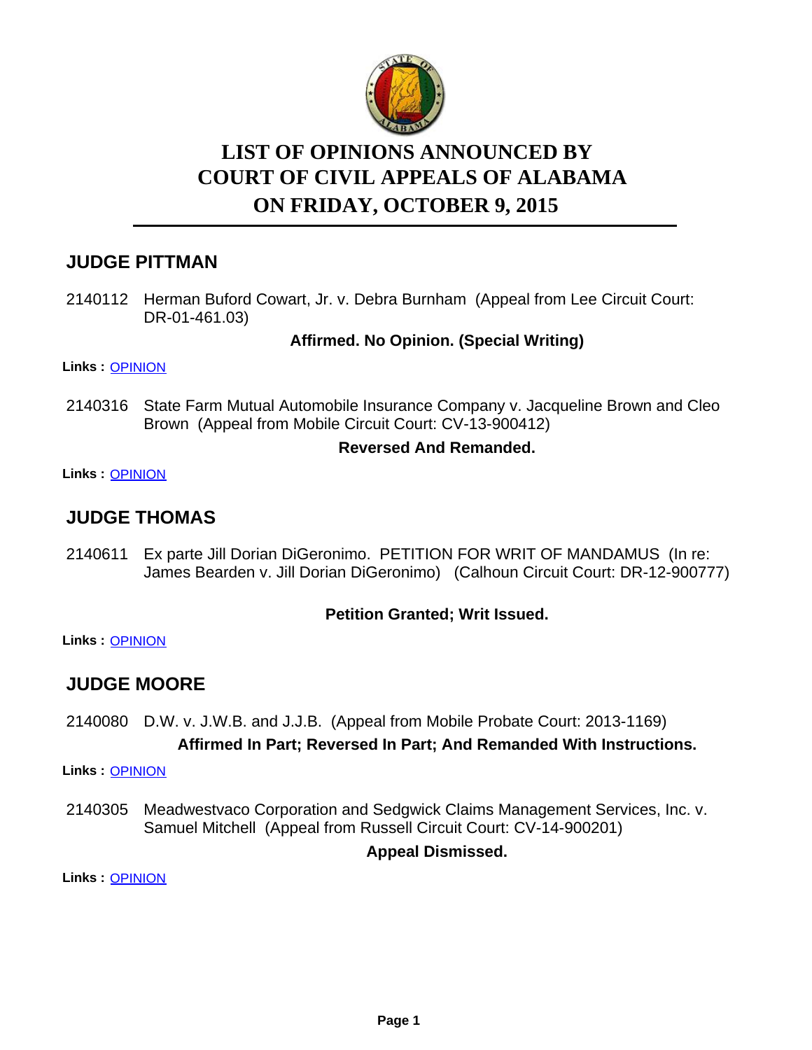# LIST OF OPINIONS ANNOUNCED BY COURT OF CIVIL APPEALS OF ALABAMA ON FRIDAY, OCTOBER 9, 2015

## JUDGE PITTMAN

2140112 Herman Buford Cowart, Jr. v. Debra Burnham (Appeal from Lee Circuit Court: DR-01-461.03)

**Affirmed. No Opinion. (Special Writing)**

**Links :** OPINION

2140316 State Farm Mutual Automobile Insurance Company v. Jacqueline Brown and Cleo Brown (Appeal from Mobile Circuit Court: CV-13-900412)

**Reversed And Remanded.**

**Links :** OPINION

## JUDGE THOMAS

2140611 Ex parte Jill Dorian DiGeronimo. PETITION FOR WRIT OF MANDAMUS (In re: James Bearden v. Jill Dorian DiGeronimo) (Calhoun Circuit Court: DR-12-900777)

**Petition Granted; Writ Issued.**

**Links :** OPINION

## JUDGE MOORE

2140080 D.W. v. J.W.B. and J.J.B. (Appeal from Mobile Probate Court: 2013-1169)

**Affirmed In Part; Reversed In Part; And Remanded With Instructions.**

**Links :** OPINION

2140305 Meadwestvaco Corporation and Sedgwick Claims Management Services, Inc. v. Samuel Mitchell (Appeal from Russell Circuit Court: CV-14-900201)

**Appeal Dismissed.**

**Links :** OPINION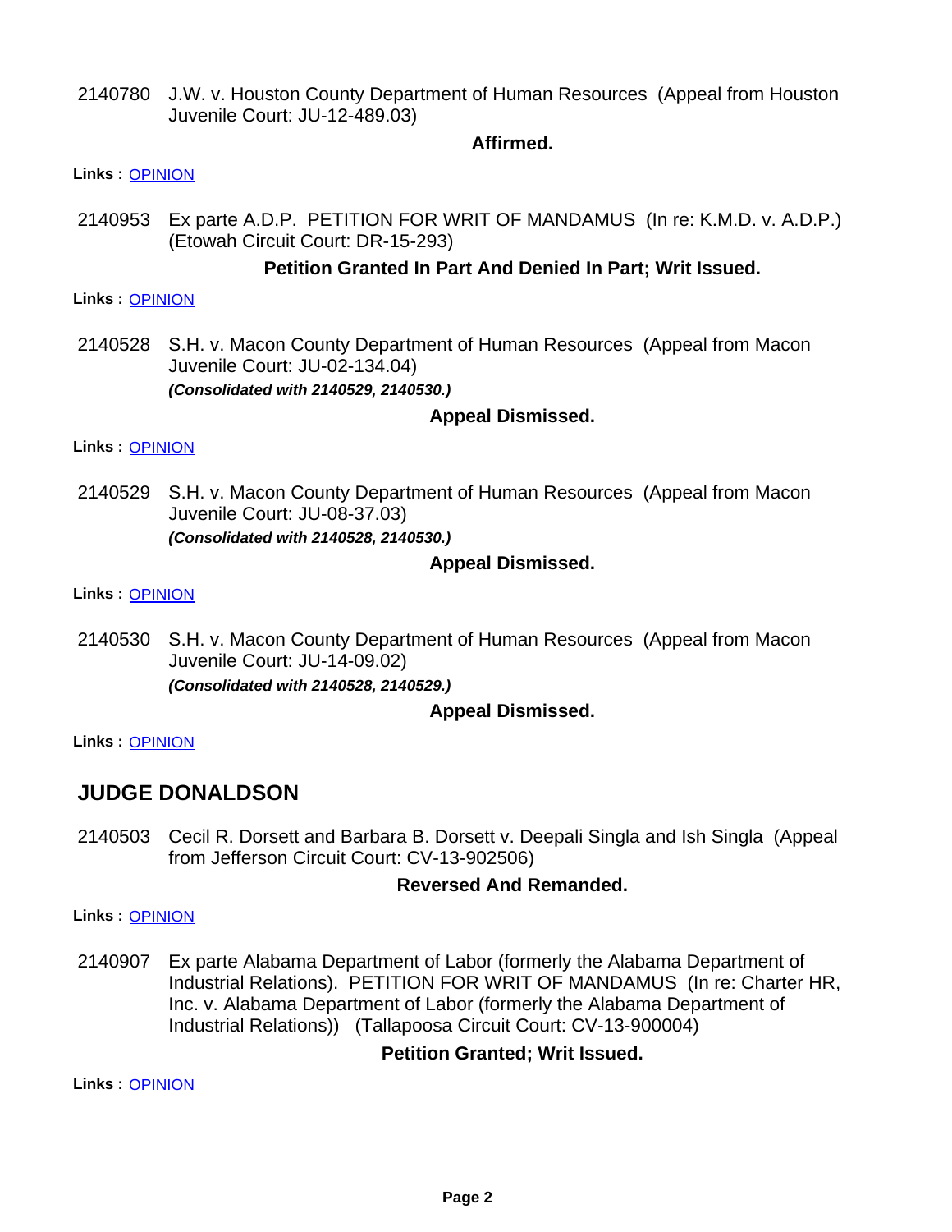2140780 J.W. v. Houston County Department of Human Resources (Appeal from Houston Juvenile Court: JU-12-489.03)

**Affirmed.**

**Links :** OPINION

2140953 Ex parte A.D.P. PETITION FOR WRIT OF MANDAMUS (In re: K.M.D. v. A.D.P.) (Etowah Circuit Court: DR-15-293)

**Petition Granted In Part And Denied In Part; Writ Issued.**

**Links :** OPINION

2140528 S.H. v. Macon County Department of Human Resources (Appeal from Macon Juvenile Court: JU-02-134.04)

***(Consolidated with 2140529, 2140530.)***

**Appeal Dismissed.**

**Links :** OPINION

2140529 S.H. v. Macon County Department of Human Resources (Appeal from Macon Juvenile Court: JU-08-37.03)

***(Consolidated with 2140528, 2140530.)***

**Appeal Dismissed.**

**Links :** OPINION

2140530 S.H. v. Macon County Department of Human Resources (Appeal from Macon Juvenile Court: JU-14-09.02)

***(Consolidated with 2140528, 2140529.)***

**Appeal Dismissed.**

**Links :** OPINION

## JUDGE DONALDSON

2140503 Cecil R. Dorsett and Barbara B. Dorsett v. Deepali Singla and Ish Singla (Appeal from Jefferson Circuit Court: CV-13-902506)

**Reversed And Remanded.**

**Links :** OPINION

2140907 Ex parte Alabama Department of Labor (formerly the Alabama Department of Industrial Relations). PETITION FOR WRIT OF MANDAMUS (In re: Charter HR, Inc. v. Alabama Department of Labor (formerly the Alabama Department of Industrial Relations)) (Tallapoosa Circuit Court: CV-13-900004)

**Petition Granted; Writ Issued.**

**Links :** OPINION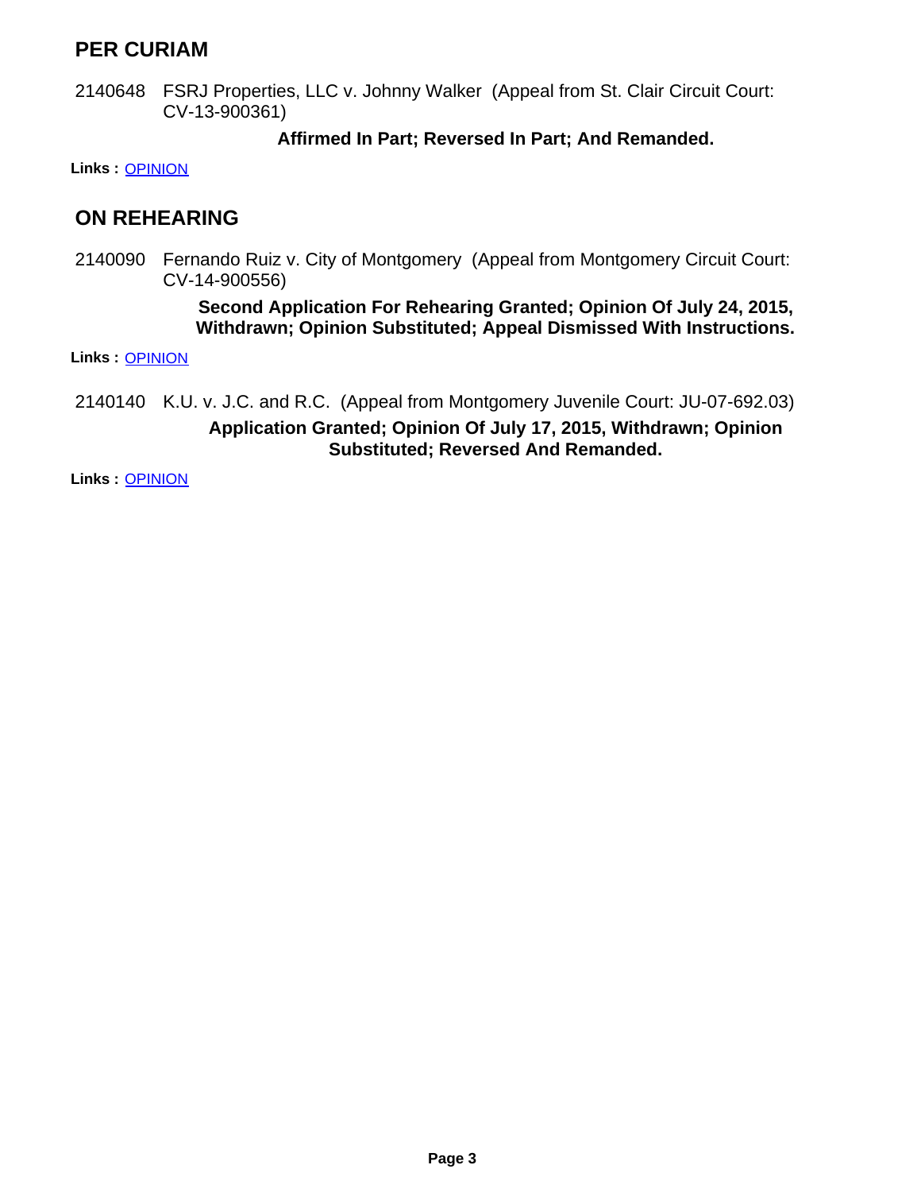## PER CURIAM

2140648 FSRJ Properties, LLC v. Johnny Walker (Appeal from St. Clair Circuit Court: CV-13-900361)

**Affirmed In Part; Reversed In Part; And Remanded.**

**Links :** OPINION

## ON REHEARING

2140090 Fernando Ruiz v. City of Montgomery (Appeal from Montgomery Circuit Court: CV-14-900556)

**Second Application For Rehearing Granted; Opinion Of July 24, 2015, Withdrawn; Opinion Substituted; Appeal Dismissed With Instructions.**

**Links :** OPINION

2140140 K.U. v. J.C. and R.C. (Appeal from Montgomery Juvenile Court: JU-07-692.03)

**Application Granted; Opinion Of July 17, 2015, Withdrawn; Opinion Substituted; Reversed And Remanded.**

**Links :** OPINION